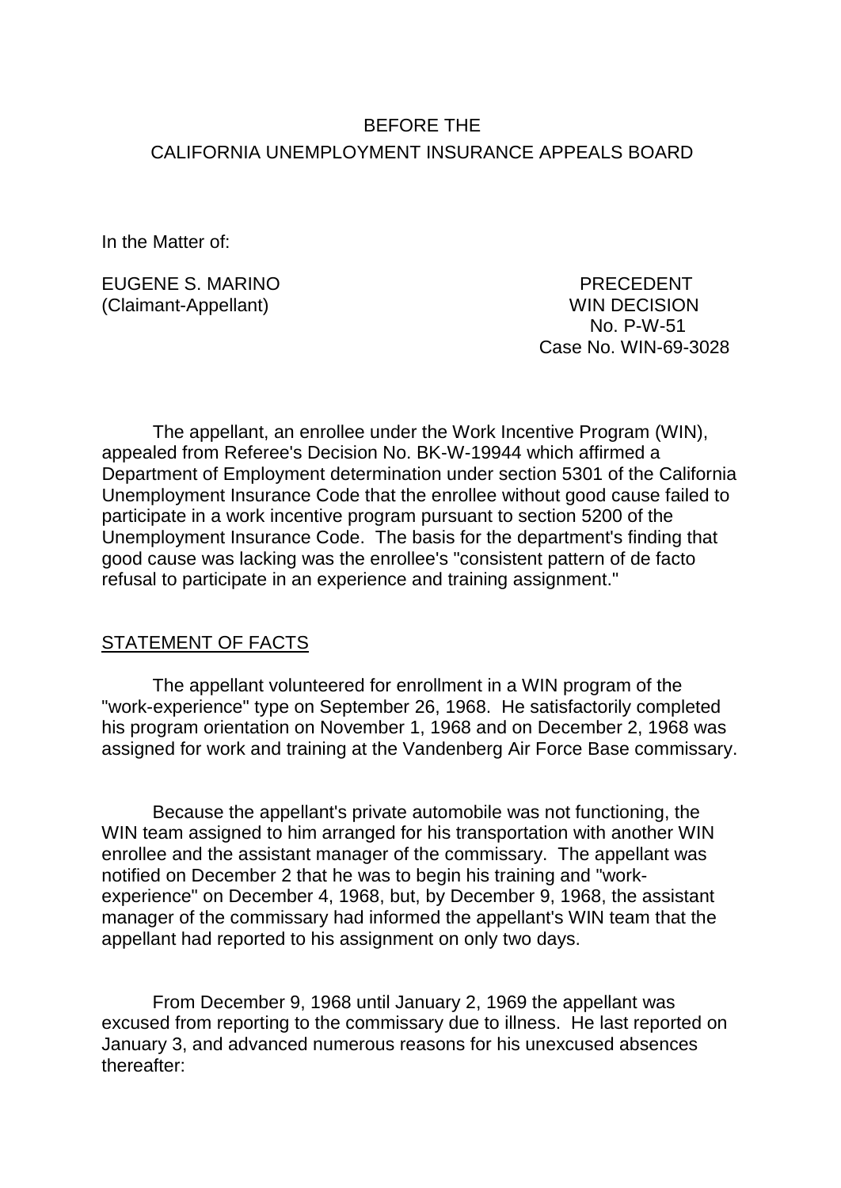BEFORE THE

CALIFORNIA UNEMPLOYMENT INSURANCE APPEALS BOARD

In the Matter of:

EUGENE S. MARINO
(Claimant-Appellant)

PRECEDENT
WIN DECISION
No. P-W-51
Case No. WIN-69-3028

The appellant, an enrollee under the Work Incentive Program (WIN), appealed from Referee's Decision No. BK-W-19944 which affirmed a Department of Employment determination under section 5301 of the California Unemployment Insurance Code that the enrollee without good cause failed to participate in a work incentive program pursuant to section 5200 of the Unemployment Insurance Code. The basis for the department's finding that good cause was lacking was the enrollee's "consistent pattern of de facto refusal to participate in an experience and training assignment."

STATEMENT OF FACTS

The appellant volunteered for enrollment in a WIN program of the "work-experience" type on September 26, 1968. He satisfactorily completed his program orientation on November 1, 1968 and on December 2, 1968 was assigned for work and training at the Vandenberg Air Force Base commissary.

Because the appellant's private automobile was not functioning, the WIN team assigned to him arranged for his transportation with another WIN enrollee and the assistant manager of the commissary. The appellant was notified on December 2 that he was to begin his training and "work-experience" on December 4, 1968, but, by December 9, 1968, the assistant manager of the commissary had informed the appellant's WIN team that the appellant had reported to his assignment on only two days.

From December 9, 1968 until January 2, 1969 the appellant was excused from reporting to the commissary due to illness. He last reported on January 3, and advanced numerous reasons for his unexcused absences thereafter: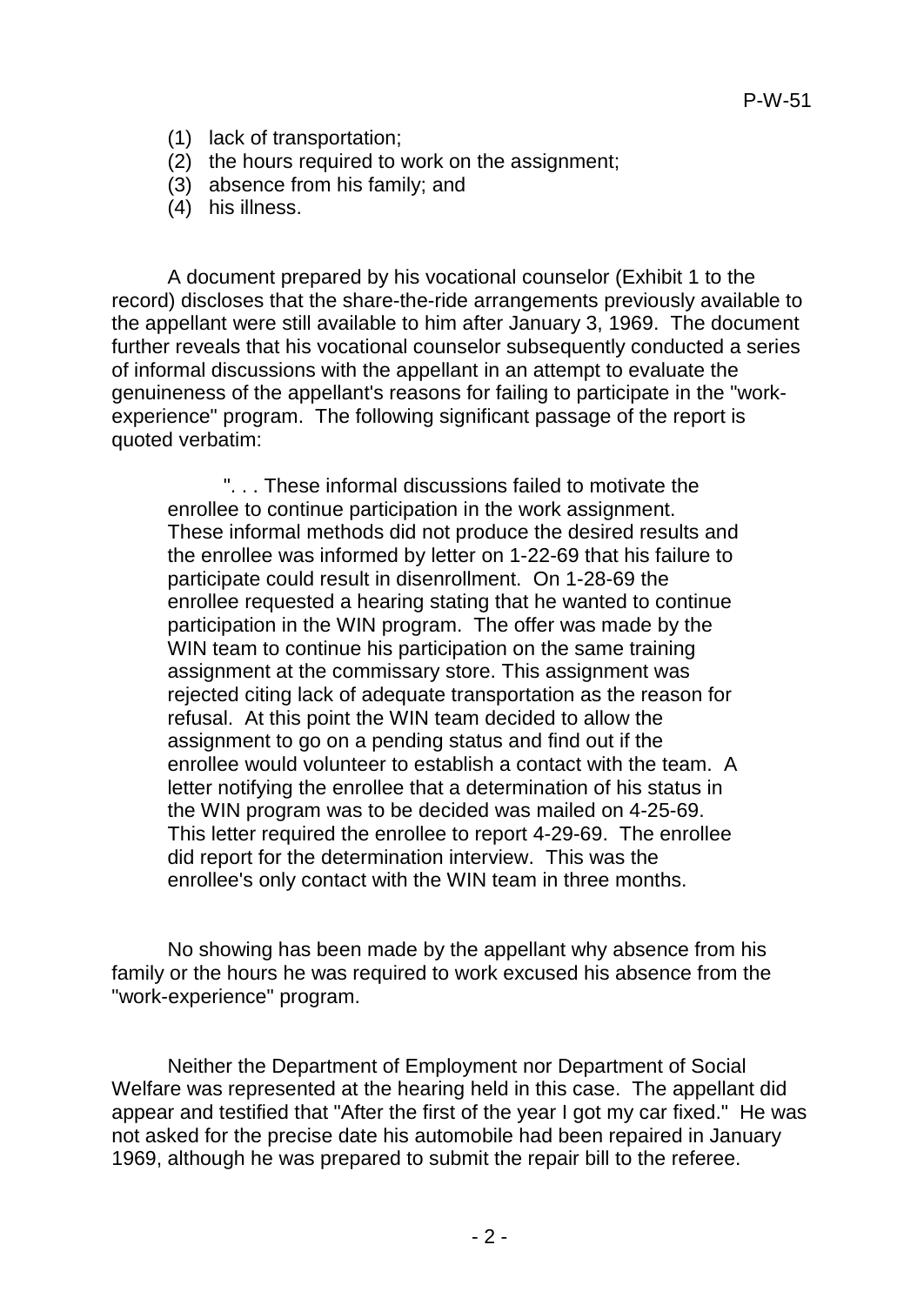(1) lack of transportation;
(2) the hours required to work on the assignment;
(3) absence from his family; and
(4) his illness.

A document prepared by his vocational counselor (Exhibit 1 to the record) discloses that the share-the-ride arrangements previously available to the appellant were still available to him after January 3, 1969. The document further reveals that his vocational counselor subsequently conducted a series of informal discussions with the appellant in an attempt to evaluate the genuineness of the appellant's reasons for failing to participate in the "work-experience" program. The following significant passage of the report is quoted verbatim:

> ". . . These informal discussions failed to motivate the enrollee to continue participation in the work assignment. These informal methods did not produce the desired results and the enrollee was informed by letter on 1-22-69 that his failure to participate could result in disenrollment. On 1-28-69 the enrollee requested a hearing stating that he wanted to continue participation in the WIN program. The offer was made by the WIN team to continue his participation on the same training assignment at the commissary store. This assignment was rejected citing lack of adequate transportation as the reason for refusal. At this point the WIN team decided to allow the assignment to go on a pending status and find out if the enrollee would volunteer to establish a contact with the team. A letter notifying the enrollee that a determination of his status in the WIN program was to be decided was mailed on 4-25-69. This letter required the enrollee to report 4-29-69. The enrollee did report for the determination interview. This was the enrollee's only contact with the WIN team in three months.

No showing has been made by the appellant why absence from his family or the hours he was required to work excused his absence from the "work-experience" program.

Neither the Department of Employment nor Department of Social Welfare was represented at the hearing held in this case. The appellant did appear and testified that "After the first of the year I got my car fixed." He was not asked for the precise date his automobile had been repaired in January 1969, although he was prepared to submit the repair bill to the referee.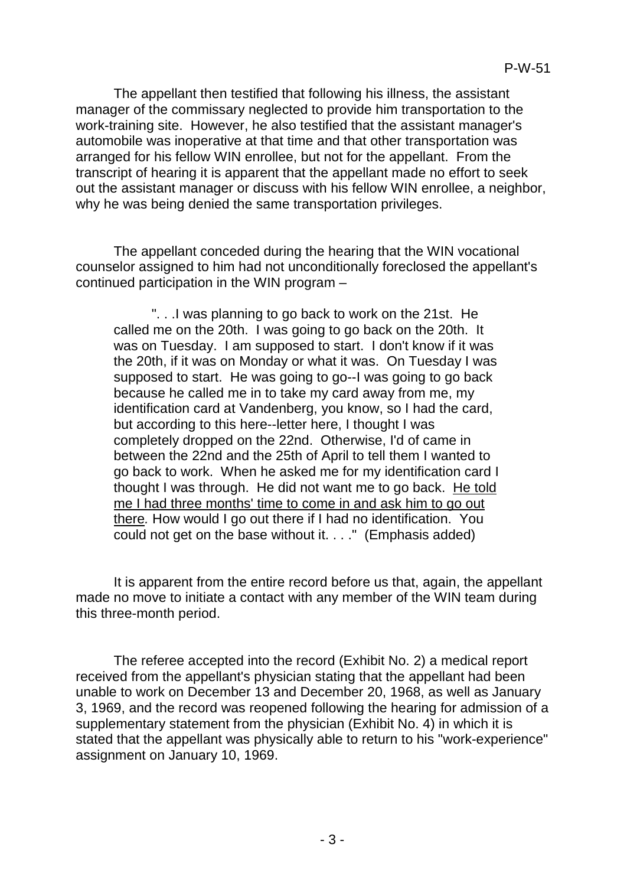The appellant then testified that following his illness, the assistant manager of the commissary neglected to provide him transportation to the work-training site. However, he also testified that the assistant manager's automobile was inoperative at that time and that other transportation was arranged for his fellow WIN enrollee, but not for the appellant. From the transcript of hearing it is apparent that the appellant made no effort to seek out the assistant manager or discuss with his fellow WIN enrollee, a neighbor, why he was being denied the same transportation privileges.

The appellant conceded during the hearing that the WIN vocational counselor assigned to him had not unconditionally foreclosed the appellant's continued participation in the WIN program –

> ". . .I was planning to go back to work on the 21st. He called me on the 20th. I was going to go back on the 20th. It was on Tuesday. I am supposed to start. I don't know if it was the 20th, if it was on Monday or what it was. On Tuesday I was supposed to start. He was going to go--I was going to go back because he called me in to take my card away from me, my identification card at Vandenberg, you know, so I had the card, but according to this here--letter here, I thought I was completely dropped on the 22nd. Otherwise, I'd of came in between the 22nd and the 25th of April to tell them I wanted to go back to work. When he asked me for my identification card I thought I was through. He did not want me to go back. <u>He told me I had three months' time to come in and ask him to go out there</u>. How would I go out there if I had no identification. You could not get on the base without it. . . ." (Emphasis added)

It is apparent from the entire record before us that, again, the appellant made no move to initiate a contact with any member of the WIN team during this three-month period.

The referee accepted into the record (Exhibit No. 2) a medical report received from the appellant's physician stating that the appellant had been unable to work on December 13 and December 20, 1968, as well as January 3, 1969, and the record was reopened following the hearing for admission of a supplementary statement from the physician (Exhibit No. 4) in which it is stated that the appellant was physically able to return to his "work-experience" assignment on January 10, 1969.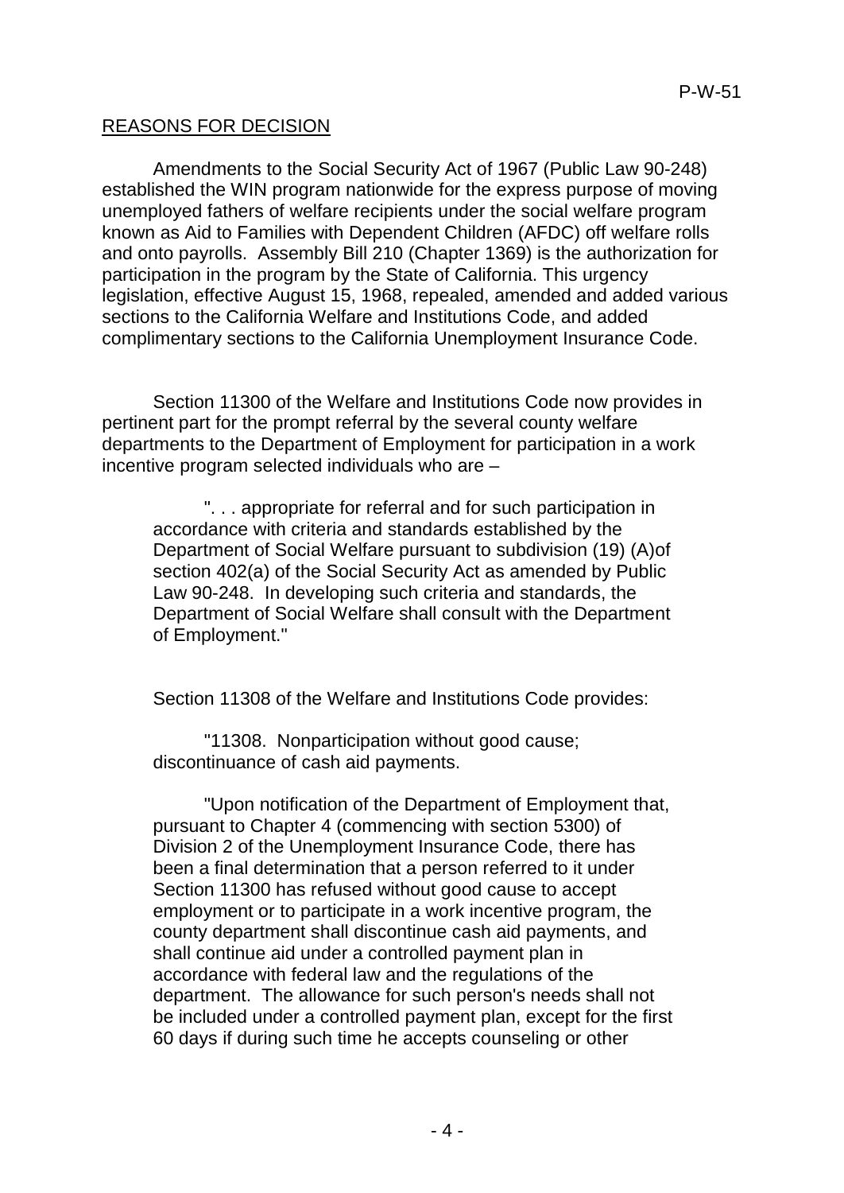REASONS FOR DECISION

Amendments to the Social Security Act of 1967 (Public Law 90-248) established the WIN program nationwide for the express purpose of moving unemployed fathers of welfare recipients under the social welfare program known as Aid to Families with Dependent Children (AFDC) off welfare rolls and onto payrolls. Assembly Bill 210 (Chapter 1369) is the authorization for participation in the program by the State of California. This urgency legislation, effective August 15, 1968, repealed, amended and added various sections to the California Welfare and Institutions Code, and added complimentary sections to the California Unemployment Insurance Code.

Section 11300 of the Welfare and Institutions Code now provides in pertinent part for the prompt referral by the several county welfare departments to the Department of Employment for participation in a work incentive program selected individuals who are –

> ". . . appropriate for referral and for such participation in accordance with criteria and standards established by the Department of Social Welfare pursuant to subdivision (19) (A)of section 402(a) of the Social Security Act as amended by Public Law 90-248. In developing such criteria and standards, the Department of Social Welfare shall consult with the Department of Employment."

Section 11308 of the Welfare and Institutions Code provides:

> "11308. Nonparticipation without good cause; discontinuance of cash aid payments.
>
> "Upon notification of the Department of Employment that, pursuant to Chapter 4 (commencing with section 5300) of Division 2 of the Unemployment Insurance Code, there has been a final determination that a person referred to it under Section 11300 has refused without good cause to accept employment or to participate in a work incentive program, the county department shall discontinue cash aid payments, and shall continue aid under a controlled payment plan in accordance with federal law and the regulations of the department. The allowance for such person's needs shall not be included under a controlled payment plan, except for the first 60 days if during such time he accepts counseling or other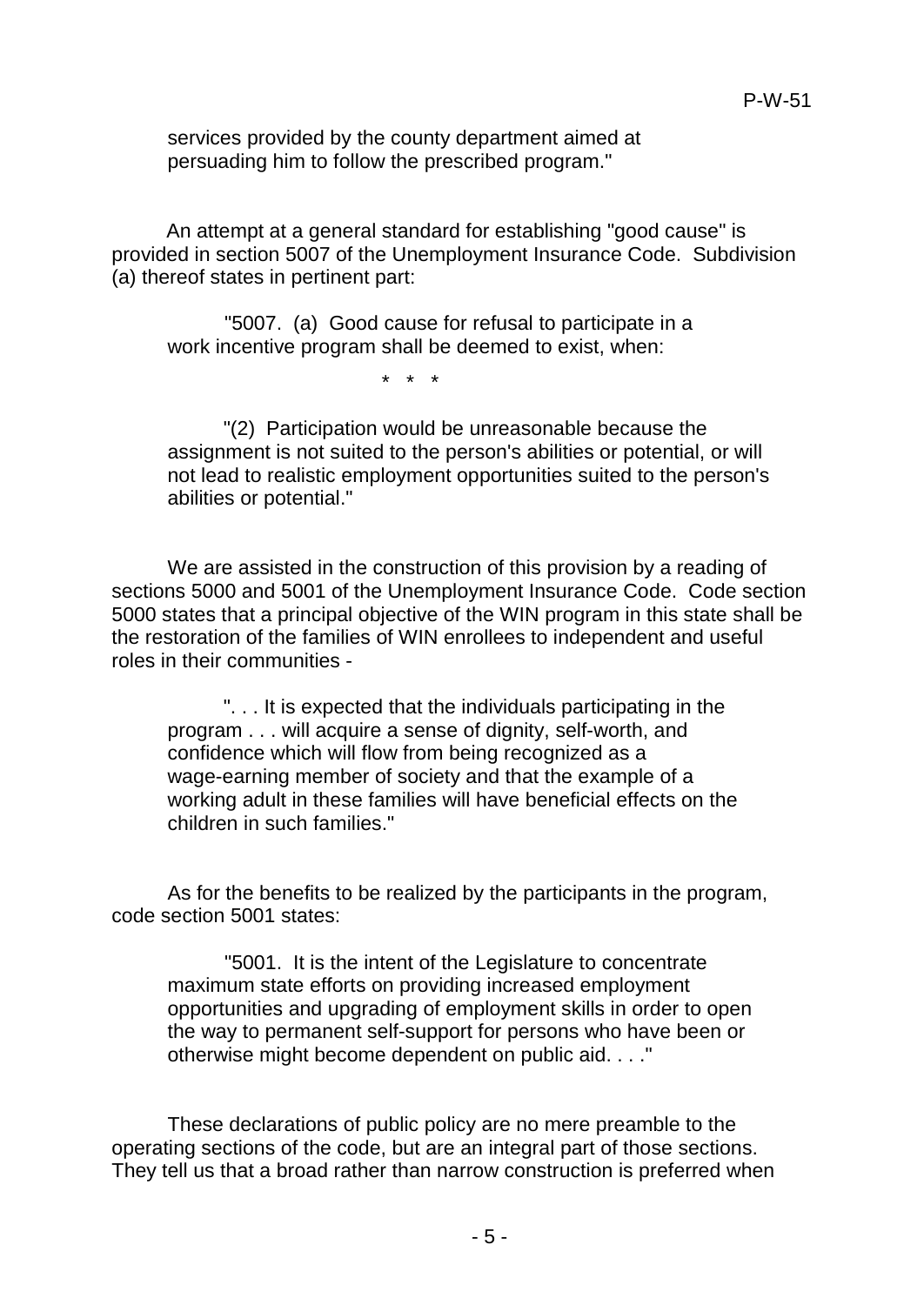> services provided by the county department aimed at persuading him to follow the prescribed program."

An attempt at a general standard for establishing "good cause" is provided in section 5007 of the Unemployment Insurance Code. Subdivision (a) thereof states in pertinent part:

> "5007. (a) Good cause for refusal to participate in a work incentive program shall be deemed to exist, when:
>
> \* \* \*
>
> "(2) Participation would be unreasonable because the assignment is not suited to the person's abilities or potential, or will not lead to realistic employment opportunities suited to the person's abilities or potential."

We are assisted in the construction of this provision by a reading of sections 5000 and 5001 of the Unemployment Insurance Code. Code section 5000 states that a principal objective of the WIN program in this state shall be the restoration of the families of WIN enrollees to independent and useful roles in their communities -

> ". . . It is expected that the individuals participating in the program . . . will acquire a sense of dignity, self-worth, and confidence which will flow from being recognized as a wage-earning member of society and that the example of a working adult in these families will have beneficial effects on the children in such families."

As for the benefits to be realized by the participants in the program, code section 5001 states:

> "5001. It is the intent of the Legislature to concentrate maximum state efforts on providing increased employment opportunities and upgrading of employment skills in order to open the way to permanent self-support for persons who have been or otherwise might become dependent on public aid. . . ."

These declarations of public policy are no mere preamble to the operating sections of the code, but are an integral part of those sections. They tell us that a broad rather than narrow construction is preferred when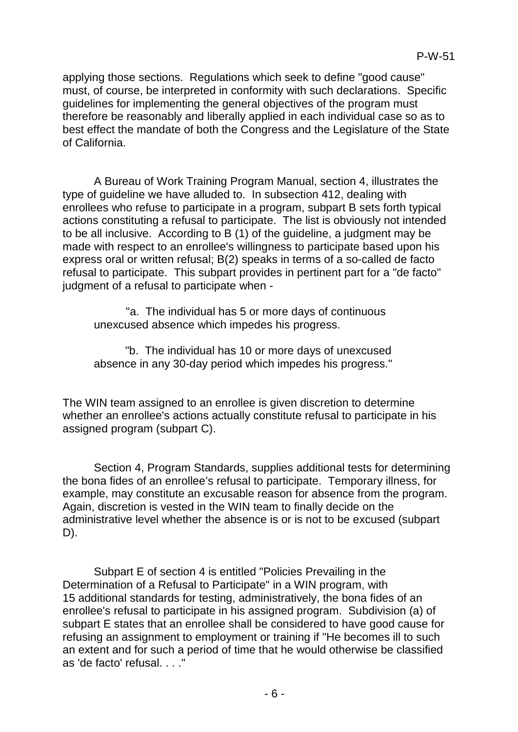applying those sections. Regulations which seek to define "good cause" must, of course, be interpreted in conformity with such declarations. Specific guidelines for implementing the general objectives of the program must therefore be reasonably and liberally applied in each individual case so as to best effect the mandate of both the Congress and the Legislature of the State of California.

A Bureau of Work Training Program Manual, section 4, illustrates the type of guideline we have alluded to. In subsection 412, dealing with enrollees who refuse to participate in a program, subpart B sets forth typical actions constituting a refusal to participate. The list is obviously not intended to be all inclusive. According to B (1) of the guideline, a judgment may be made with respect to an enrollee's willingness to participate based upon his express oral or written refusal; B(2) speaks in terms of a so-called de facto refusal to participate. This subpart provides in pertinent part for a "de facto" judgment of a refusal to participate when -

> "a. The individual has 5 or more days of continuous unexcused absence which impedes his progress.
>
> "b. The individual has 10 or more days of unexcused absence in any 30-day period which impedes his progress."

The WIN team assigned to an enrollee is given discretion to determine whether an enrollee's actions actually constitute refusal to participate in his assigned program (subpart C).

Section 4, Program Standards, supplies additional tests for determining the bona fides of an enrollee's refusal to participate. Temporary illness, for example, may constitute an excusable reason for absence from the program. Again, discretion is vested in the WIN team to finally decide on the administrative level whether the absence is or is not to be excused (subpart D).

Subpart E of section 4 is entitled "Policies Prevailing in the Determination of a Refusal to Participate" in a WIN program, with 15 additional standards for testing, administratively, the bona fides of an enrollee's refusal to participate in his assigned program. Subdivision (a) of subpart E states that an enrollee shall be considered to have good cause for refusing an assignment to employment or training if "He becomes ill to such an extent and for such a period of time that he would otherwise be classified as 'de facto' refusal. . . ."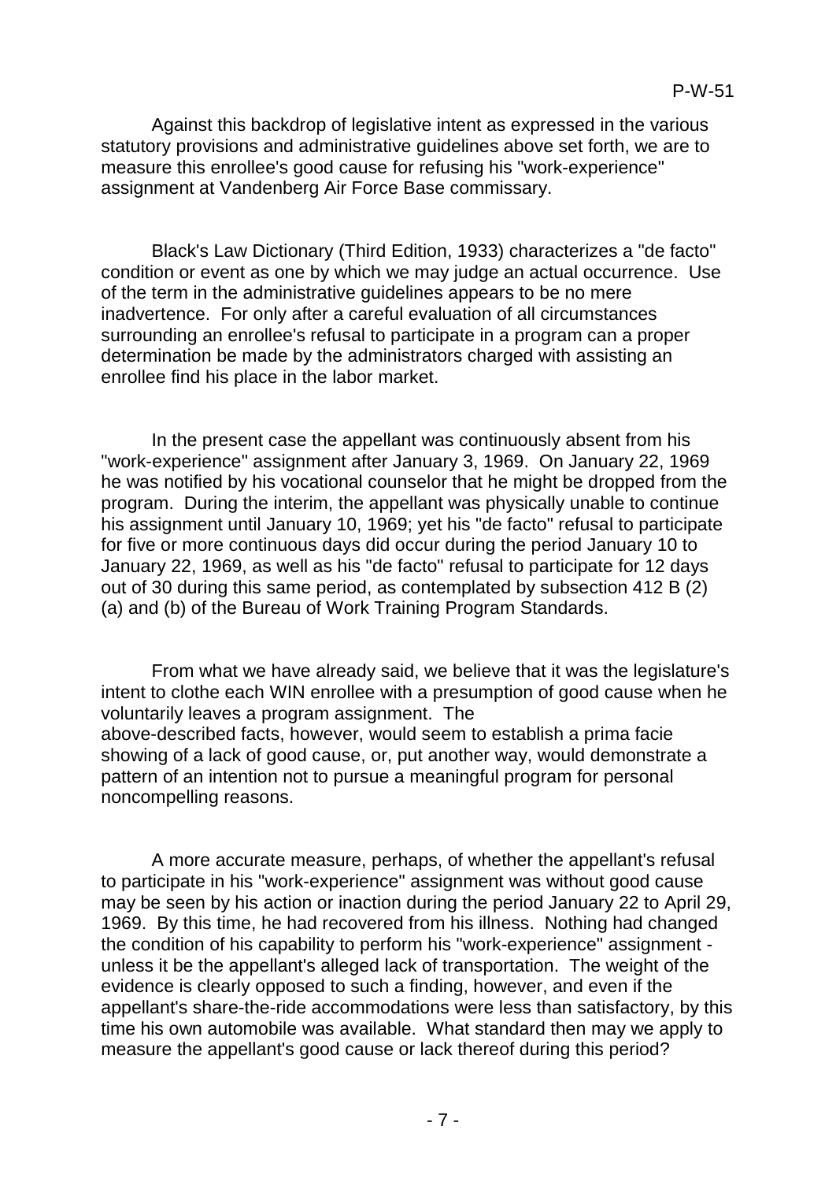Against this backdrop of legislative intent as expressed in the various statutory provisions and administrative guidelines above set forth, we are to measure this enrollee's good cause for refusing his "work-experience" assignment at Vandenberg Air Force Base commissary.

Black's Law Dictionary (Third Edition, 1933) characterizes a "de facto" condition or event as one by which we may judge an actual occurrence. Use of the term in the administrative guidelines appears to be no mere inadvertence. For only after a careful evaluation of all circumstances surrounding an enrollee's refusal to participate in a program can a proper determination be made by the administrators charged with assisting an enrollee find his place in the labor market.

In the present case the appellant was continuously absent from his "work-experience" assignment after January 3, 1969. On January 22, 1969 he was notified by his vocational counselor that he might be dropped from the program. During the interim, the appellant was physically unable to continue his assignment until January 10, 1969; yet his "de facto" refusal to participate for five or more continuous days did occur during the period January 10 to January 22, 1969, as well as his "de facto" refusal to participate for 12 days out of 30 during this same period, as contemplated by subsection 412 B (2) (a) and (b) of the Bureau of Work Training Program Standards.

From what we have already said, we believe that it was the legislature's intent to clothe each WIN enrollee with a presumption of good cause when he voluntarily leaves a program assignment. The above-described facts, however, would seem to establish a prima facie showing of a lack of good cause, or, put another way, would demonstrate a pattern of an intention not to pursue a meaningful program for personal noncompelling reasons.

A more accurate measure, perhaps, of whether the appellant's refusal to participate in his "work-experience" assignment was without good cause may be seen by his action or inaction during the period January 22 to April 29, 1969. By this time, he had recovered from his illness. Nothing had changed the condition of his capability to perform his "work-experience" assignment - unless it be the appellant's alleged lack of transportation. The weight of the evidence is clearly opposed to such a finding, however, and even if the appellant's share-the-ride accommodations were less than satisfactory, by this time his own automobile was available. What standard then may we apply to measure the appellant's good cause or lack thereof during this period?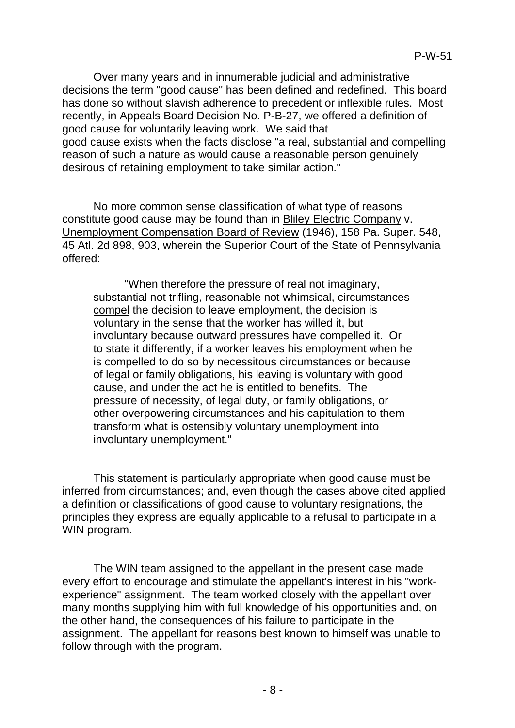Over many years and in innumerable judicial and administrative decisions the term "good cause" has been defined and redefined. This board has done so without slavish adherence to precedent or inflexible rules. Most recently, in Appeals Board Decision No. P-B-27, we offered a definition of good cause for voluntarily leaving work. We said that good cause exists when the facts disclose "a real, substantial and compelling reason of such a nature as would cause a reasonable person genuinely desirous of retaining employment to take similar action."

No more common sense classification of what type of reasons constitute good cause may be found than in Bliley Electric Company v. Unemployment Compensation Board of Review (1946), 158 Pa. Super. 548, 45 Atl. 2d 898, 903, wherein the Superior Court of the State of Pennsylvania offered:

> "When therefore the pressure of real not imaginary, substantial not trifling, reasonable not whimsical, circumstances compel the decision to leave employment, the decision is voluntary in the sense that the worker has willed it, but involuntary because outward pressures have compelled it. Or to state it differently, if a worker leaves his employment when he is compelled to do so by necessitous circumstances or because of legal or family obligations, his leaving is voluntary with good cause, and under the act he is entitled to benefits. The pressure of necessity, of legal duty, or family obligations, or other overpowering circumstances and his capitulation to them transform what is ostensibly voluntary unemployment into involuntary unemployment."

This statement is particularly appropriate when good cause must be inferred from circumstances; and, even though the cases above cited applied a definition or classifications of good cause to voluntary resignations, the principles they express are equally applicable to a refusal to participate in a WIN program.

The WIN team assigned to the appellant in the present case made every effort to encourage and stimulate the appellant's interest in his "work-experience" assignment. The team worked closely with the appellant over many months supplying him with full knowledge of his opportunities and, on the other hand, the consequences of his failure to participate in the assignment. The appellant for reasons best known to himself was unable to follow through with the program.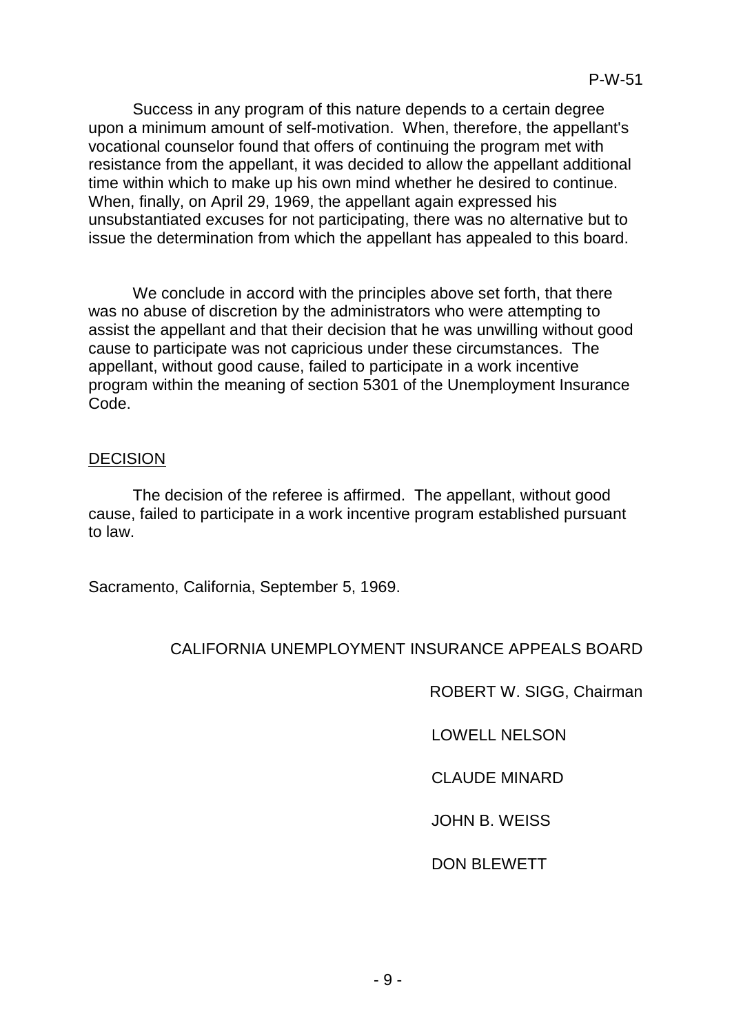Success in any program of this nature depends to a certain degree upon a minimum amount of self-motivation. When, therefore, the appellant's vocational counselor found that offers of continuing the program met with resistance from the appellant, it was decided to allow the appellant additional time within which to make up his own mind whether he desired to continue. When, finally, on April 29, 1969, the appellant again expressed his unsubstantiated excuses for not participating, there was no alternative but to issue the determination from which the appellant has appealed to this board.

We conclude in accord with the principles above set forth, that there was no abuse of discretion by the administrators who were attempting to assist the appellant and that their decision that he was unwilling without good cause to participate was not capricious under these circumstances. The appellant, without good cause, failed to participate in a work incentive program within the meaning of section 5301 of the Unemployment Insurance Code.

## DECISION

The decision of the referee is affirmed. The appellant, without good cause, failed to participate in a work incentive program established pursuant to law.

Sacramento, California, September 5, 1969.

CALIFORNIA UNEMPLOYMENT INSURANCE APPEALS BOARD

ROBERT W. SIGG, Chairman

LOWELL NELSON

CLAUDE MINARD

JOHN B. WEISS

DON BLEWETT